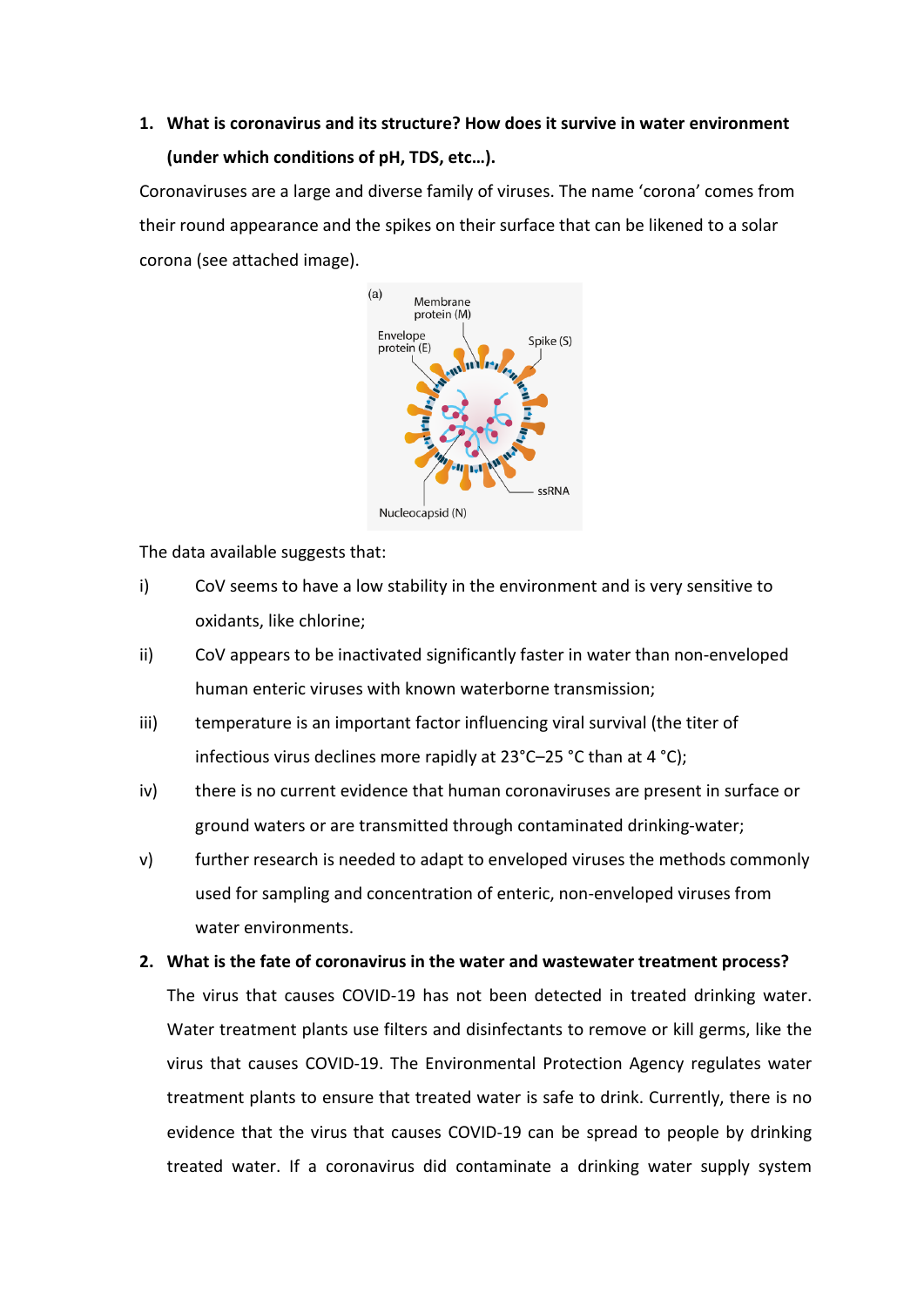1. **What is coronavirus and its structure? How does it survive in water environment (under which conditions of pH, TDS, etc…).**

Coronaviruses are a large and diverse family of viruses. The name 'corona' comes from their round appearance and the spikes on their surface that can be likened to a solar corona (see attached image).

The data available suggests that:

i) CoV seems to have a low stability in the environment and is very sensitive to oxidants, like chlorine;

ii) CoV appears to be inactivated significantly faster in water than non-enveloped human enteric viruses with known waterborne transmission;

iii) temperature is an important factor influencing viral survival (the titer of infectious virus declines more rapidly at 23°C–25 °C than at 4 °C);

iv) there is no current evidence that human coronaviruses are present in surface or ground waters or are transmitted through contaminated drinking-water;

v) further research is needed to adapt to enveloped viruses the methods commonly used for sampling and concentration of enteric, non-enveloped viruses from water environments.

2. **What is the fate of coronavirus in the water and wastewater treatment process?**

The virus that causes COVID-19 has not been detected in treated drinking water. Water treatment plants use filters and disinfectants to remove or kill germs, like the virus that causes COVID-19. The Environmental Protection Agency regulates water treatment plants to ensure that treated water is safe to drink. Currently, there is no evidence that the virus that causes COVID-19 can be spread to people by drinking treated water. If a coronavirus did contaminate a drinking water supply system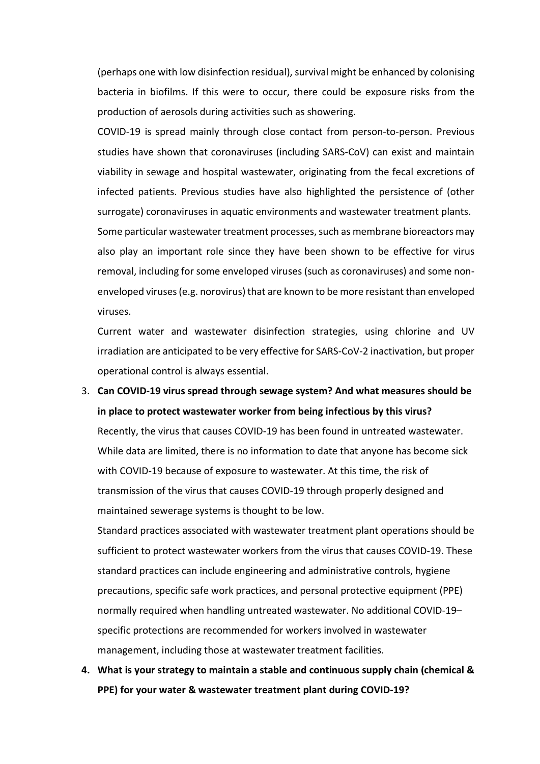(perhaps one with low disinfection residual), survival might be enhanced by colonising bacteria in biofilms. If this were to occur, there could be exposure risks from the production of aerosols during activities such as showering.

COVID-19 is spread mainly through close contact from person-to-person. Previous studies have shown that coronaviruses (including SARS-CoV) can exist and maintain viability in sewage and hospital wastewater, originating from the fecal excretions of infected patients. Previous studies have also highlighted the persistence of (other surrogate) coronaviruses in aquatic environments and wastewater treatment plants.

Some particular wastewater treatment processes, such as membrane bioreactors may also play an important role since they have been shown to be effective for virus removal, including for some enveloped viruses (such as coronaviruses) and some non-enveloped viruses (e.g. norovirus) that are known to be more resistant than enveloped viruses.

Current water and wastewater disinfection strategies, using chlorine and UV irradiation are anticipated to be very effective for SARS-CoV-2 inactivation, but proper operational control is always essential.

3. **Can COVID-19 virus spread through sewage system? And what measures should be in place to protect wastewater worker from being infectious by this virus?**

   Recently, the virus that causes COVID-19 has been found in untreated wastewater. While data are limited, there is no information to date that anyone has become sick with COVID-19 because of exposure to wastewater. At this time, the risk of transmission of the virus that causes COVID-19 through properly designed and maintained sewerage systems is thought to be low.

   Standard practices associated with wastewater treatment plant operations should be sufficient to protect wastewater workers from the virus that causes COVID-19. These standard practices can include engineering and administrative controls, hygiene precautions, specific safe work practices, and personal protective equipment (PPE) normally required when handling untreated wastewater. No additional COVID-19–specific protections are recommended for workers involved in wastewater management, including those at wastewater treatment facilities.

4. **What is your strategy to maintain a stable and continuous supply chain (chemical & PPE) for your water & wastewater treatment plant during COVID-19?**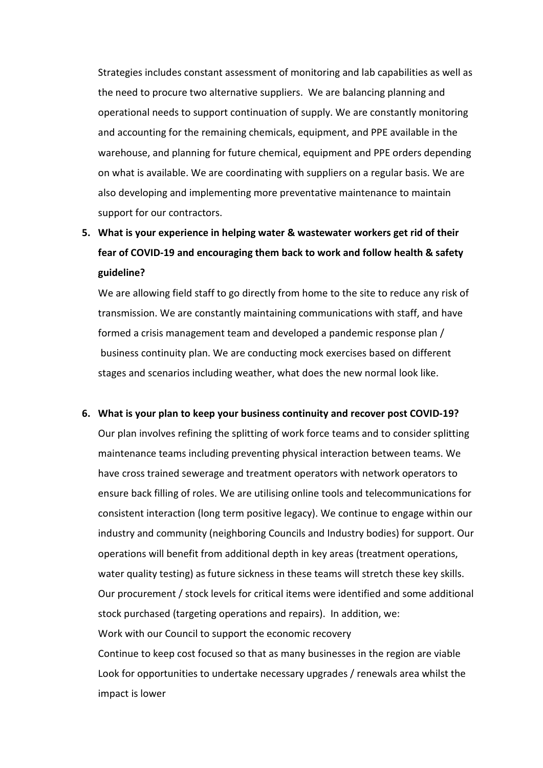Strategies includes constant assessment of monitoring and lab capabilities as well as the need to procure two alternative suppliers. We are balancing planning and operational needs to support continuation of supply. We are constantly monitoring and accounting for the remaining chemicals, equipment, and PPE available in the warehouse, and planning for future chemical, equipment and PPE orders depending on what is available. We are coordinating with suppliers on a regular basis. We are also developing and implementing more preventative maintenance to maintain support for our contractors.

5. **What is your experience in helping water & wastewater workers get rid of their fear of COVID-19 and encouraging them back to work and follow health & safety guideline?**

   We are allowing field staff to go directly from home to the site to reduce any risk of transmission. We are constantly maintaining communications with staff, and have formed a crisis management team and developed a pandemic response plan / business continuity plan. We are conducting mock exercises based on different stages and scenarios including weather, what does the new normal look like.

6. **What is your plan to keep your business continuity and recover post COVID-19?**

   Our plan involves refining the splitting of work force teams and to consider splitting maintenance teams including preventing physical interaction between teams. We have cross trained sewerage and treatment operators with network operators to ensure back filling of roles. We are utilising online tools and telecommunications for consistent interaction (long term positive legacy). We continue to engage within our industry and community (neighboring Councils and Industry bodies) for support. Our operations will benefit from additional depth in key areas (treatment operations, water quality testing) as future sickness in these teams will stretch these key skills. Our procurement / stock levels for critical items were identified and some additional stock purchased (targeting operations and repairs). In addition, we:

   Work with our Council to support the economic recovery

   Continue to keep cost focused so that as many businesses in the region are viable

   Look for opportunities to undertake necessary upgrades / renewals area whilst the impact is lower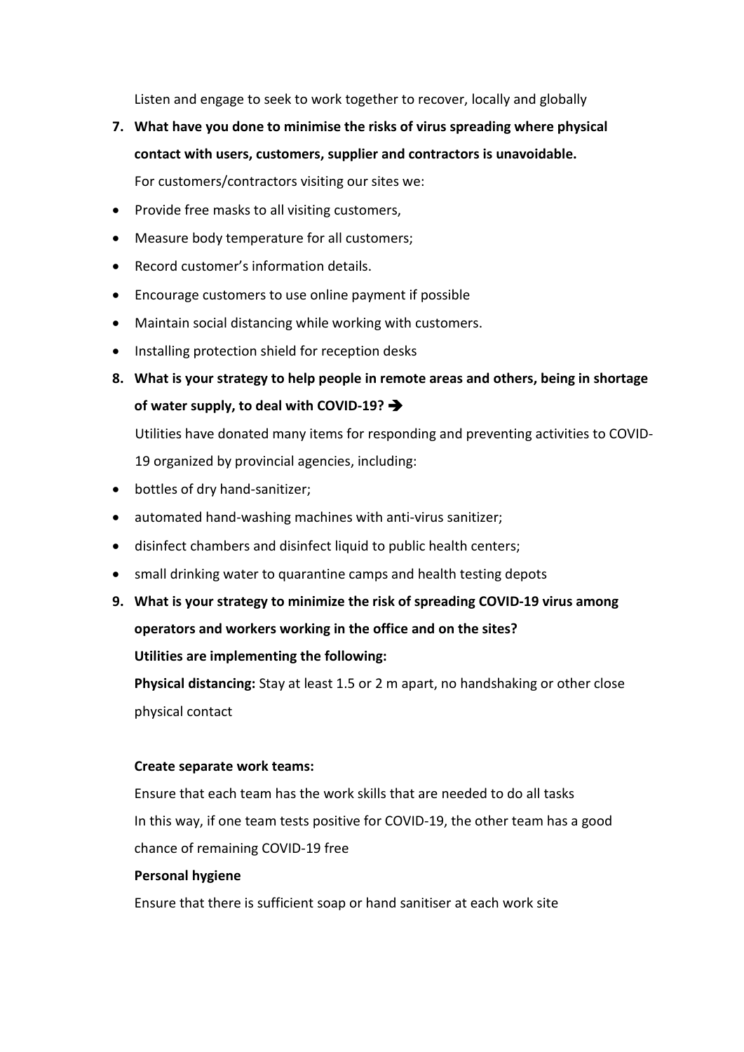Listen and engage to seek to work together to recover, locally and globally

7. **What have you done to minimise the risks of virus spreading where physical contact with users, customers, supplier and contractors is unavoidable.**

   For customers/contractors visiting our sites we:

- Provide free masks to all visiting customers,
- Measure body temperature for all customers;
- Record customer's information details.
- Encourage customers to use online payment if possible
- Maintain social distancing while working with customers.
- Installing protection shield for reception desks

8. **What is your strategy to help people in remote areas and others, being in shortage of water supply, to deal with COVID-19? ➔**

   Utilities have donated many items for responding and preventing activities to COVID-19 organized by provincial agencies, including:

- bottles of dry hand-sanitizer;
- automated hand-washing machines with anti-virus sanitizer;
- disinfect chambers and disinfect liquid to public health centers;
- small drinking water to quarantine camps and health testing depots

9. **What is your strategy to minimize the risk of spreading COVID-19 virus among operators and workers working in the office and on the sites?**

   **Utilities are implementing the following:**

   **Physical distancing:** Stay at least 1.5 or 2 m apart, no handshaking or other close physical contact

   **Create separate work teams:**

   Ensure that each team has the work skills that are needed to do all tasks

   In this way, if one team tests positive for COVID-19, the other team has a good chance of remaining COVID-19 free

   **Personal hygiene**

   Ensure that there is sufficient soap or hand sanitiser at each work site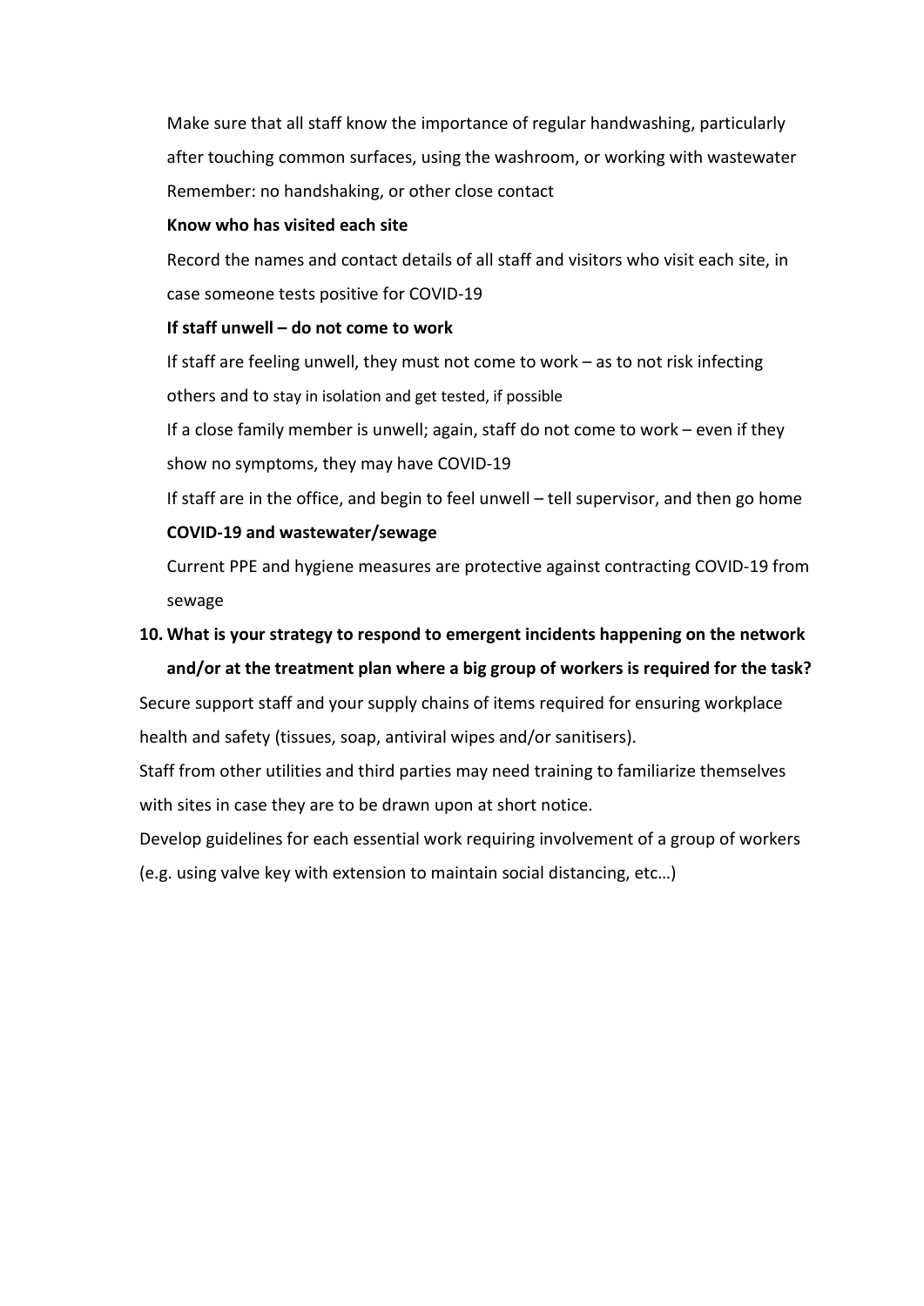Make sure that all staff know the importance of regular handwashing, particularly after touching common surfaces, using the washroom, or working with wastewater

Remember: no handshaking, or other close contact

**Know who has visited each site**

Record the names and contact details of all staff and visitors who visit each site, in case someone tests positive for COVID-19

**If staff unwell – do not come to work**

If staff are feeling unwell, they must not come to work – as to not risk infecting others and to stay in isolation and get tested, if possible

If a close family member is unwell; again, staff do not come to work – even if they show no symptoms, they may have COVID-19

If staff are in the office, and begin to feel unwell – tell supervisor, and then go home

**COVID-19 and wastewater/sewage**

Current PPE and hygiene measures are protective against contracting COVID-19 from sewage

**10. What is your strategy to respond to emergent incidents happening on the network and/or at the treatment plan where a big group of workers is required for the task?**

Secure support staff and your supply chains of items required for ensuring workplace health and safety (tissues, soap, antiviral wipes and/or sanitisers).

Staff from other utilities and third parties may need training to familiarize themselves with sites in case they are to be drawn upon at short notice.

Develop guidelines for each essential work requiring involvement of a group of workers (e.g. using valve key with extension to maintain social distancing, etc…)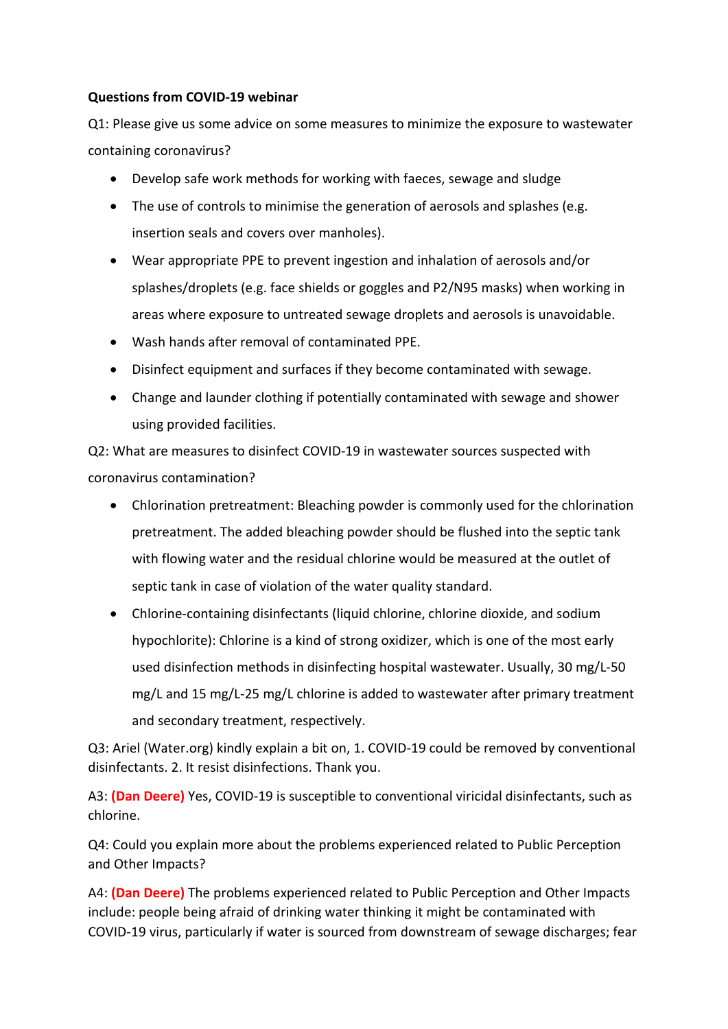**Questions from COVID-19 webinar**

Q1: Please give us some advice on some measures to minimize the exposure to wastewater containing coronavirus?

- Develop safe work methods for working with faeces, sewage and sludge
- The use of controls to minimise the generation of aerosols and splashes (e.g. insertion seals and covers over manholes).
- Wear appropriate PPE to prevent ingestion and inhalation of aerosols and/or splashes/droplets (e.g. face shields or goggles and P2/N95 masks) when working in areas where exposure to untreated sewage droplets and aerosols is unavoidable.
- Wash hands after removal of contaminated PPE.
- Disinfect equipment and surfaces if they become contaminated with sewage.
- Change and launder clothing if potentially contaminated with sewage and shower using provided facilities.

Q2: What are measures to disinfect COVID-19 in wastewater sources suspected with coronavirus contamination?

- Chlorination pretreatment: Bleaching powder is commonly used for the chlorination pretreatment. The added bleaching powder should be flushed into the septic tank with flowing water and the residual chlorine would be measured at the outlet of septic tank in case of violation of the water quality standard.
- Chlorine-containing disinfectants (liquid chlorine, chlorine dioxide, and sodium hypochlorite): Chlorine is a kind of strong oxidizer, which is one of the most early used disinfection methods in disinfecting hospital wastewater. Usually, 30 mg/L-50 mg/L and 15 mg/L-25 mg/L chlorine is added to wastewater after primary treatment and secondary treatment, respectively.

Q3: Ariel (Water.org) kindly explain a bit on, 1. COVID-19 could be removed by conventional disinfectants. 2. It resist disinfections. Thank you.

A3: **(Dan Deere)** Yes, COVID-19 is susceptible to conventional viricidal disinfectants, such as chlorine.

Q4: Could you explain more about the problems experienced related to Public Perception and Other Impacts?

A4: **(Dan Deere)** The problems experienced related to Public Perception and Other Impacts include: people being afraid of drinking water thinking it might be contaminated with COVID-19 virus, particularly if water is sourced from downstream of sewage discharges; fear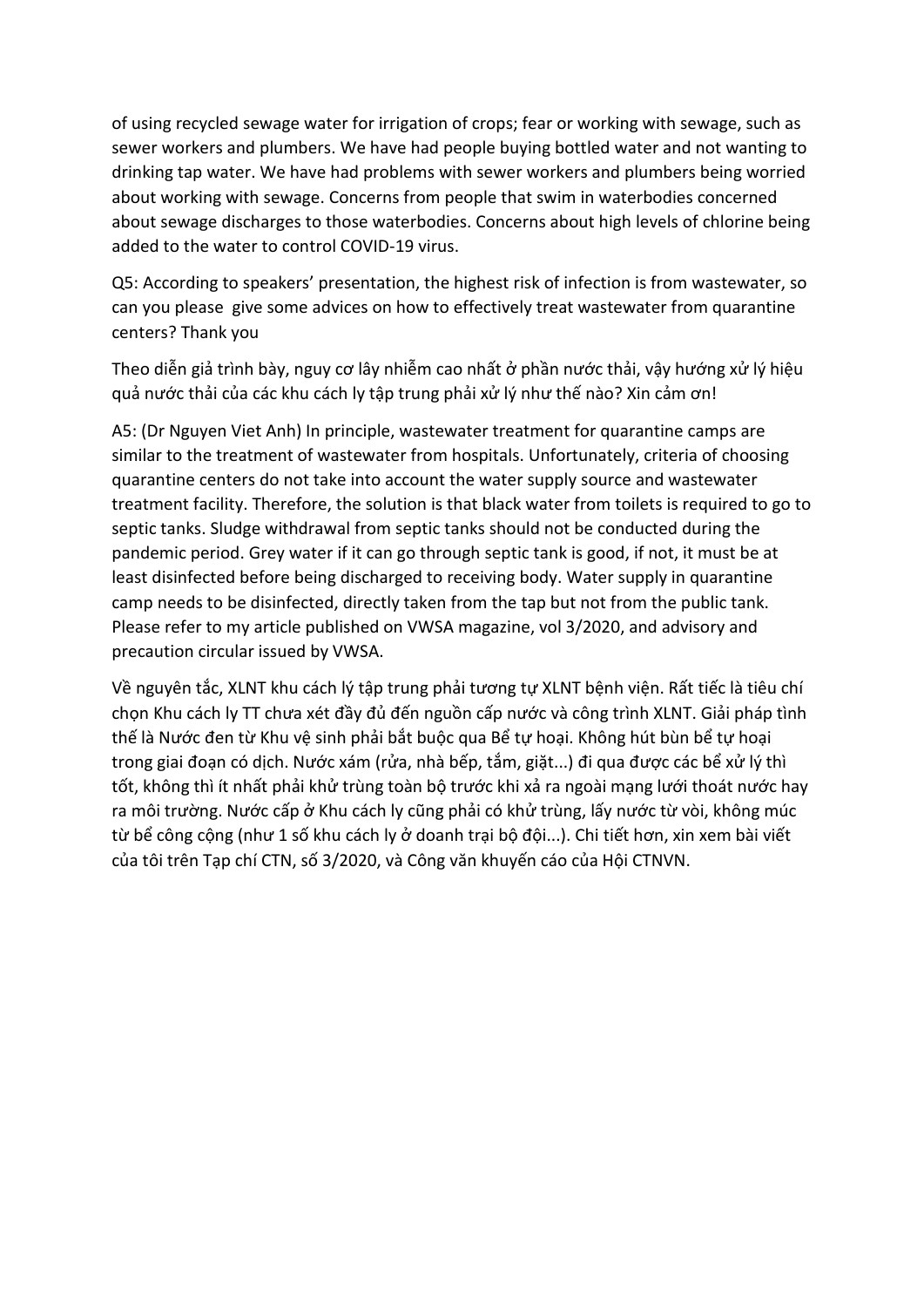of using recycled sewage water for irrigation of crops; fear or working with sewage, such as sewer workers and plumbers. We have had people buying bottled water and not wanting to drinking tap water. We have had problems with sewer workers and plumbers being worried about working with sewage. Concerns from people that swim in waterbodies concerned about sewage discharges to those waterbodies. Concerns about high levels of chlorine being added to the water to control COVID-19 virus.

Q5: According to speakers' presentation, the highest risk of infection is from wastewater, so can you please give some advices on how to effectively treat wastewater from quarantine centers? Thank you

Theo diễn giả trình bày, nguy cơ lây nhiễm cao nhất ở phần nước thải, vậy hướng xử lý hiệu quả nước thải của các khu cách ly tập trung phải xử lý như thế nào? Xin cảm ơn!

A5: (Dr Nguyen Viet Anh) In principle, wastewater treatment for quarantine camps are similar to the treatment of wastewater from hospitals. Unfortunately, criteria of choosing quarantine centers do not take into account the water supply source and wastewater treatment facility. Therefore, the solution is that black water from toilets is required to go to septic tanks. Sludge withdrawal from septic tanks should not be conducted during the pandemic period. Grey water if it can go through septic tank is good, if not, it must be at least disinfected before being discharged to receiving body. Water supply in quarantine camp needs to be disinfected, directly taken from the tap but not from the public tank. Please refer to my article published on VWSA magazine, vol 3/2020, and advisory and precaution circular issued by VWSA.

Về nguyên tắc, XLNT khu cách lý tập trung phải tương tự XLNT bệnh viện. Rất tiếc là tiêu chí chọn Khu cách ly TT chưa xét đầy đủ đến nguồn cấp nước và công trình XLNT. Giải pháp tình thế là Nước đen từ Khu vệ sinh phải bắt buộc qua Bể tự hoại. Không hút bùn bể tự hoại trong giai đoạn có dịch. Nước xám (rửa, nhà bếp, tắm, giặt...) đi qua được các bể xử lý thì tốt, không thì ít nhất phải khử trùng toàn bộ trước khi xả ra ngoài mạng lưới thoát nước hay ra môi trường. Nước cấp ở Khu cách ly cũng phải có khử trùng, lấy nước từ vòi, không múc từ bể công cộng (như 1 số khu cách ly ở doanh trại bộ đội...). Chi tiết hơn, xin xem bài viết của tôi trên Tạp chí CTN, số 3/2020, và Công văn khuyến cáo của Hội CTNVN.